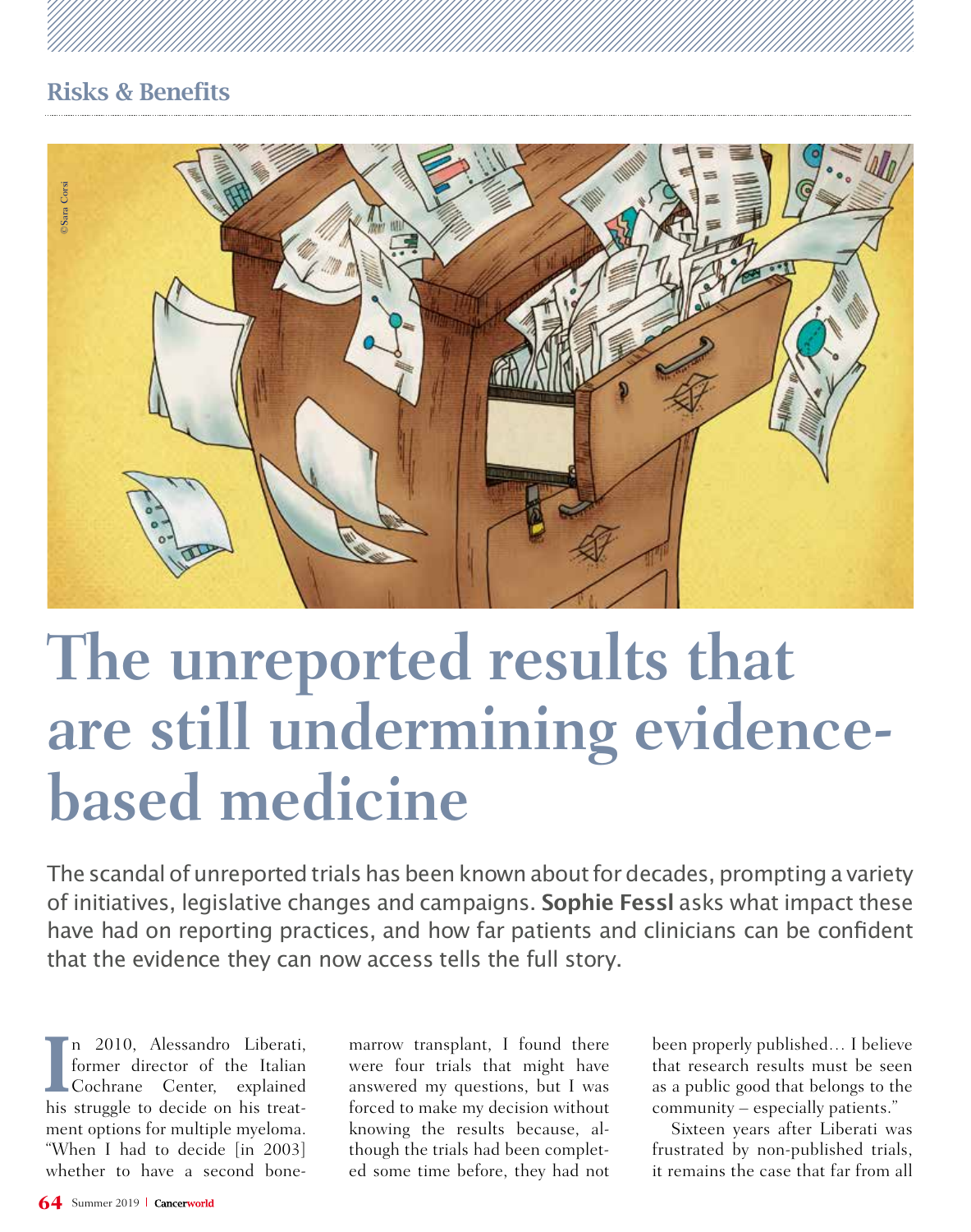Risks & Benefits

©Sara Corsi

# The unreported results that are still undermining evidence-based medicine

The scandal of unreported trials has been known about for decades, prompting a variety of initiatives, legislative changes and campaigns. **Sophie Fessl** asks what impact these have had on reporting practices, and how far patients and clinicians can be confident that the evidence they can now access tells the full story.

In 2010, Alessandro Liberati, former director of the Italian Cochrane Center, explained his struggle to decide on his treatment options for multiple myeloma. "When I had to decide [in 2003] whether to have a second bone-marrow transplant, I found there were four trials that might have answered my questions, but I was forced to make my decision without knowing the results because, although the trials had been completed some time before, they had not been properly published… I believe that research results must be seen as a public good that belongs to the community – especially patients."

Sixteen years after Liberati was frustrated by non-published trials, it remains the case that far from all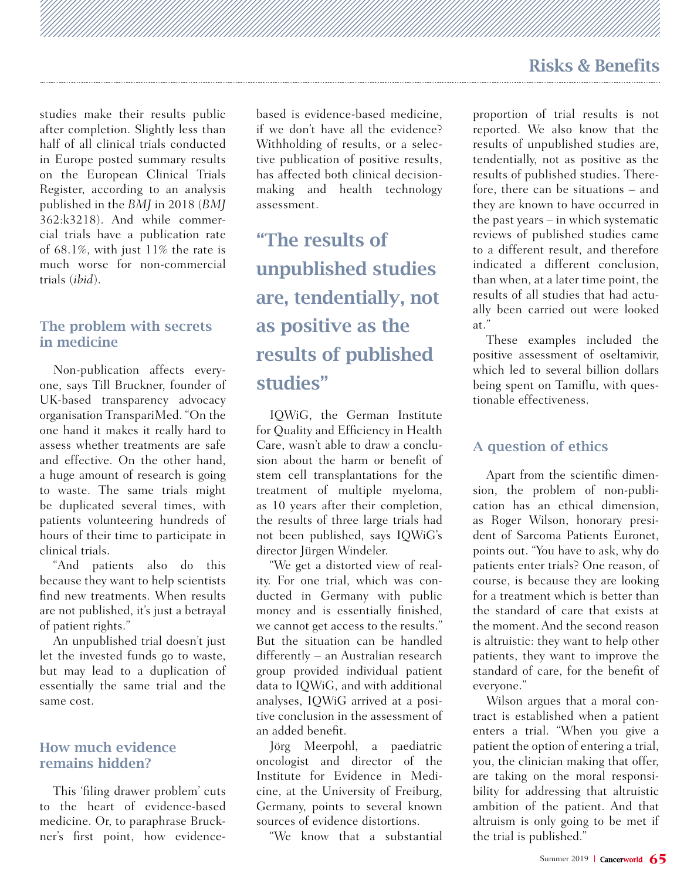studies make their results public after completion. Slightly less than half of all clinical trials conducted in Europe posted summary results on the European Clinical Trials Register, according to an analysis published in the *BMJ* in 2018 (*BMJ* 362:k3218). And while commercial trials have a publication rate of 68.1%, with just 11% the rate is much worse for non-commercial trials (*ibid*).

## The problem with secrets in medicine

Non-publication affects everyone, says Till Bruckner, founder of UK-based transparency advocacy organisation TranspariMed. "On the one hand it makes it really hard to assess whether treatments are safe and effective. On the other hand, a huge amount of research is going to waste. The same trials might be duplicated several times, with patients volunteering hundreds of hours of their time to participate in clinical trials.

"And patients also do this because they want to help scientists find new treatments. When results are not published, it's just a betrayal of patient rights."

An unpublished trial doesn't just let the invested funds go to waste, but may lead to a duplication of essentially the same trial and the same cost.

## How much evidence remains hidden?

This 'filing drawer problem' cuts to the heart of evidence-based medicine. Or, to paraphrase Bruckner's first point, how evidence-based is evidence-based medicine, if we don't have all the evidence? Withholding of results, or a selective publication of positive results, has affected both clinical decision-making and health technology assessment.

> **"The results of unpublished studies are, tendentially, not as positive as the results of published studies"**

IQWiG, the German Institute for Quality and Efficiency in Health Care, wasn't able to draw a conclusion about the harm or benefit of stem cell transplantations for the treatment of multiple myeloma, as 10 years after their completion, the results of three large trials had not been published, says IQWiG's director Jürgen Windeler.

"We get a distorted view of reality. For one trial, which was conducted in Germany with public money and is essentially finished, we cannot get access to the results." But the situation can be handled differently – an Australian research group provided individual patient data to IQWiG, and with additional analyses, IQWiG arrived at a positive conclusion in the assessment of an added benefit.

Jörg Meerpohl, a paediatric oncologist and director of the Institute for Evidence in Medicine, at the University of Freiburg, Germany, points to several known sources of evidence distortions.

"We know that a substantial proportion of trial results is not reported. We also know that the results of unpublished studies are, tendentially, not as positive as the results of published studies. Therefore, there can be situations – and they are known to have occurred in the past years – in which systematic reviews of published studies came to a different result, and therefore indicated a different conclusion, than when, at a later time point, the results of all studies that had actually been carried out were looked at."

These examples included the positive assessment of oseltamivir, which led to several billion dollars being spent on Tamiflu, with questionable effectiveness.

## A question of ethics

Apart from the scientific dimension, the problem of non-publication has an ethical dimension, as Roger Wilson, honorary president of Sarcoma Patients Euronet, points out. "You have to ask, why do patients enter trials? One reason, of course, is because they are looking for a treatment which is better than the standard of care that exists at the moment. And the second reason is altruistic: they want to help other patients, they want to improve the standard of care, for the benefit of everyone."

Wilson argues that a moral contract is established when a patient enters a trial. "When you give a patient the option of entering a trial, you, the clinician making that offer, are taking on the moral responsibility for addressing that altruistic ambition of the patient. And that altruism is only going to be met if the trial is published."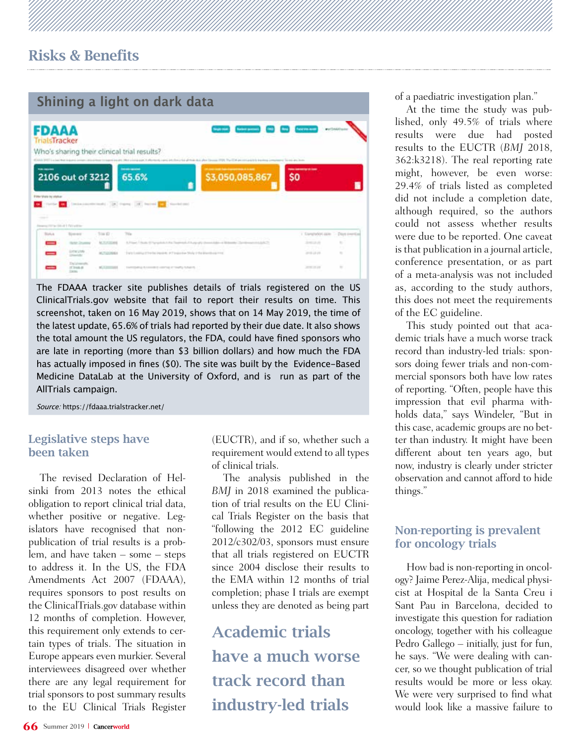## Shining a light on dark data

The FDAAA tracker site publishes details of trials registered on the US ClinicalTrials.gov website that fail to report their results on time. This screenshot, taken on 16 May 2019, shows that on 14 May 2019, the time of the latest update, 65.6% of trials had reported by their due date. It also shows the total amount the US regulators, the FDA, could have fined sponsors who are late in reporting (more than $3 billion dollars) and how much the FDA has actually imposed in fines ($0). The site was built by the Evidence-Based Medicine DataLab at the University of Oxford, and is run as part of the AllTrials campaign.

*Source:* https://fdaaa.trialstracker.net/

### Legislative steps have been taken

The revised Declaration of Helsinki from 2013 notes the ethical obligation to report clinical trial data, whether positive or negative. Legislators have recognised that non-publication of trial results is a problem, and have taken – some – steps to address it. In the US, the FDA Amendments Act 2007 (FDAAA), requires sponsors to post results on the ClinicalTrials.gov database within 12 months of completion. However, this requirement only extends to certain types of trials. The situation in Europe appears even murkier. Several interviewees disagreed over whether there are any legal requirement for trial sponsors to post summary results to the EU Clinical Trials Register (EUCTR), and if so, whether such a requirement would extend to all types of clinical trials.

The analysis published in the *BMJ* in 2018 examined the publication of trial results on the EU Clinical Trials Register on the basis that "following the 2012 EC guideline 2012/c302/03, sponsors must ensure that all trials registered on EUCTR since 2004 disclose their results to the EMA within 12 months of trial completion; phase I trials are exempt unless they are denoted as being part of a paediatric investigation plan."

**Academic trials have a much worse track record than industry-led trials**

At the time the study was published, only 49.5% of trials where results were due had posted results to the EUCTR (*BMJ* 2018, 362:k3218). The real reporting rate might, however, be even worse: 29.4% of trials listed as completed did not include a completion date, although required, so the authors could not assess whether results were due to be reported. One caveat is that publication in a journal article, conference presentation, or as part of a meta-analysis was not included as, according to the study authors, this does not meet the requirements of the EC guideline.

This study pointed out that academic trials have a much worse track record than industry-led trials: sponsors doing fewer trials and non-commercial sponsors both have low rates of reporting. "Often, people have this impression that evil pharma withholds data," says Windeler, "But in this case, academic groups are no better than industry. It might have been different about ten years ago, but now, industry is clearly under stricter observation and cannot afford to hide things."

### Non-reporting is prevalent for oncology trials

How bad is non-reporting in oncology? Jaime Perez-Alija, medical physicist at Hospital de la Santa Creu i Sant Pau in Barcelona, decided to investigate this question for radiation oncology, together with his colleague Pedro Gallego – initially, just for fun, he says. "We were dealing with cancer, so we thought publication of trial results would be more or less okay. We were very surprised to find what would look like a massive failure to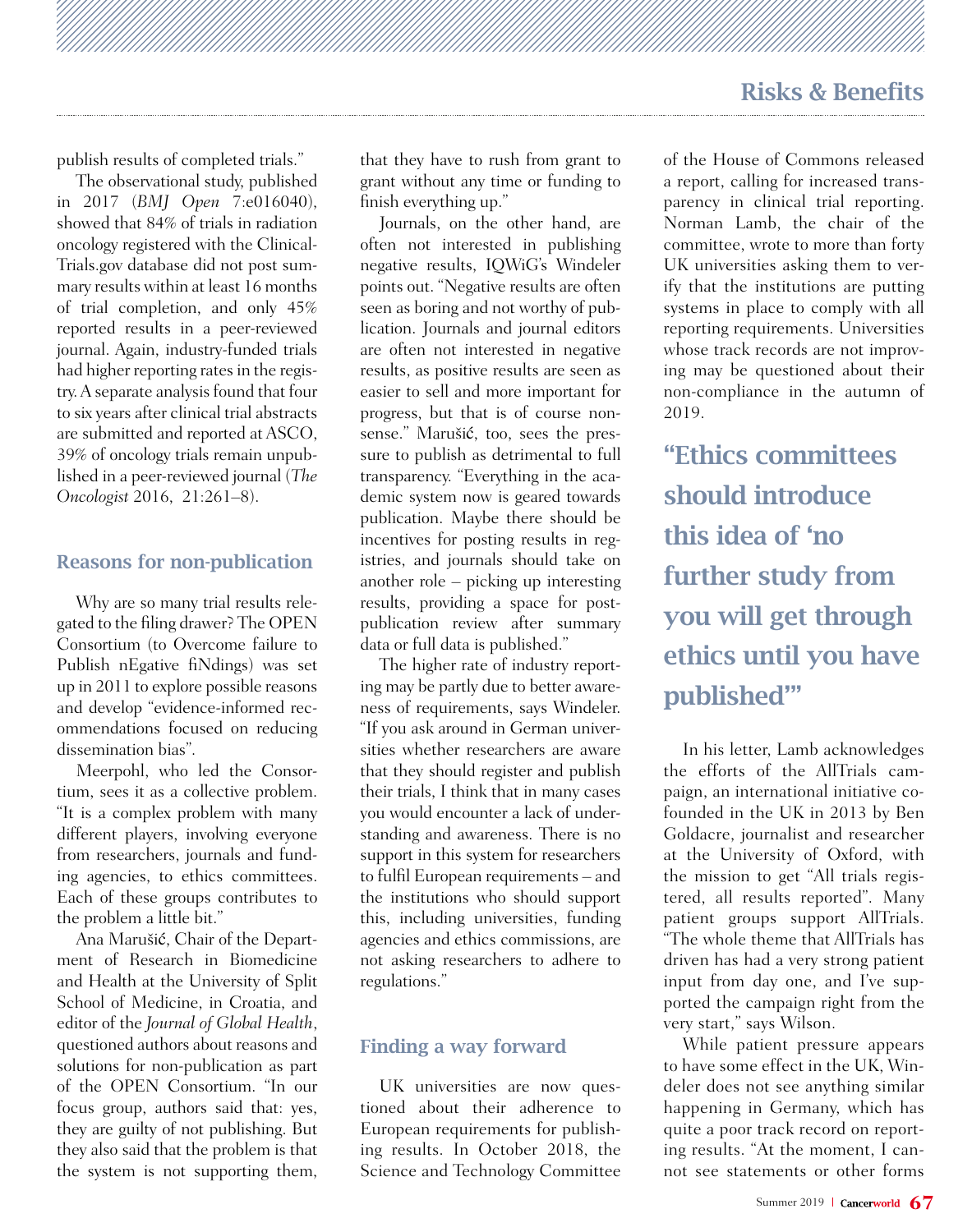publish results of completed trials."

The observational study, published in 2017 (*BMJ Open* 7:e016040), showed that 84% of trials in radiation oncology registered with the ClinicalTrials.gov database did not post summary results within at least 16 months of trial completion, and only 45% reported results in a peer-reviewed journal. Again, industry-funded trials had higher reporting rates in the registry. A separate analysis found that four to six years after clinical trial abstracts are submitted and reported at ASCO, 39% of oncology trials remain unpublished in a peer-reviewed journal (*The Oncologist* 2016, 21:261–8).

## Reasons for non-publication

Why are so many trial results relegated to the filing drawer? The OPEN Consortium (to Overcome failure to Publish nEgative fiNdings) was set up in 2011 to explore possible reasons and develop "evidence-informed recommendations focused on reducing dissemination bias".

Meerpohl, who led the Consortium, sees it as a collective problem. "It is a complex problem with many different players, involving everyone from researchers, journals and funding agencies, to ethics committees. Each of these groups contributes to the problem a little bit."

Ana Marušić, Chair of the Department of Research in Biomedicine and Health at the University of Split School of Medicine, in Croatia, and editor of the *Journal of Global Health*, questioned authors about reasons and solutions for non-publication as part of the OPEN Consortium. "In our focus group, authors said that: yes, they are guilty of not publishing. But they also said that the problem is that the system is not supporting them, that they have to rush from grant to grant without any time or funding to finish everything up."

Journals, on the other hand, are often not interested in publishing negative results, IQWiG's Windeler points out. "Negative results are often seen as boring and not worthy of publication. Journals and journal editors are often not interested in negative results, as positive results are seen as easier to sell and more important for progress, but that is of course nonsense." Marušić, too, sees the pressure to publish as detrimental to full transparency. "Everything in the academic system now is geared towards publication. Maybe there should be incentives for posting results in registries, and journals should take on another role – picking up interesting results, providing a space for post-publication review after summary data or full data is published."

The higher rate of industry reporting may be partly due to better awareness of requirements, says Windeler. "If you ask around in German universities whether researchers are aware that they should register and publish their trials, I think that in many cases you would encounter a lack of understanding and awareness. There is no support in this system for researchers to fulfil European requirements – and the institutions who should support this, including universities, funding agencies and ethics commissions, are not asking researchers to adhere to regulations."

## Finding a way forward

UK universities are now questioned about their adherence to European requirements for publishing results. In October 2018, the Science and Technology Committee of the House of Commons released a report, calling for increased transparency in clinical trial reporting. Norman Lamb, the chair of the committee, wrote to more than forty UK universities asking them to verify that the institutions are putting systems in place to comply with all reporting requirements. Universities whose track records are not improving may be questioned about their non-compliance in the autumn of 2019.

> **"Ethics committees should introduce this idea of 'no further study from you will get through ethics until you have published'"**

In his letter, Lamb acknowledges the efforts of the AllTrials campaign, an international initiative co-founded in the UK in 2013 by Ben Goldacre, journalist and researcher at the University of Oxford, with the mission to get "All trials registered, all results reported". Many patient groups support AllTrials. "The whole theme that AllTrials has driven has had a very strong patient input from day one, and I've supported the campaign right from the very start," says Wilson.

While patient pressure appears to have some effect in the UK, Windeler does not see anything similar happening in Germany, which has quite a poor track record on reporting results. "At the moment, I cannot see statements or other forms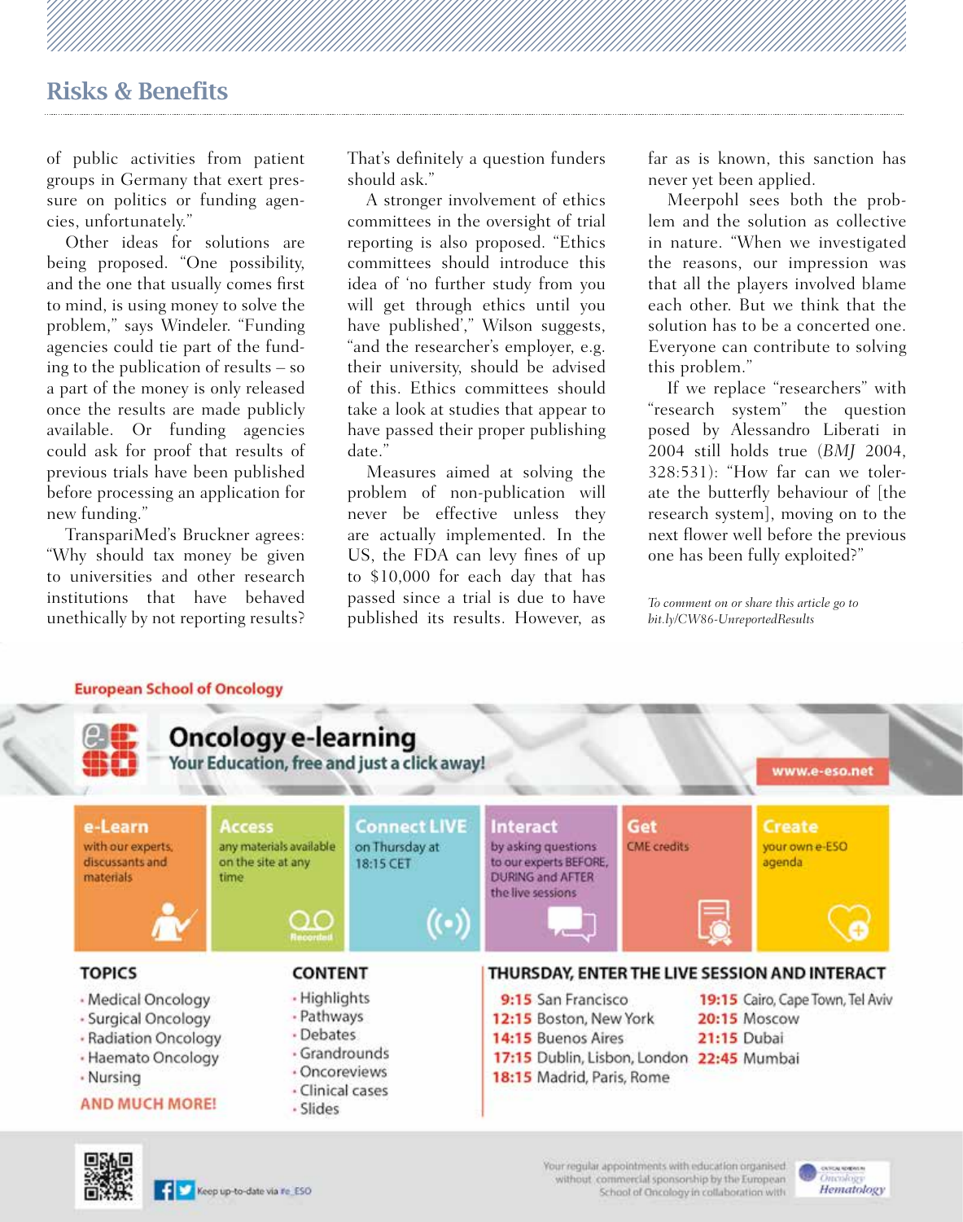of public activities from patient groups in Germany that exert pressure on politics or funding agencies, unfortunately."

Other ideas for solutions are being proposed. "One possibility, and the one that usually comes first to mind, is using money to solve the problem," says Windeler. "Funding agencies could tie part of the funding to the publication of results – so a part of the money is only released once the results are made publicly available. Or funding agencies could ask for proof that results of previous trials have been published before processing an application for new funding."

TranspariMed's Bruckner agrees: "Why should tax money be given to universities and other research institutions that have behaved unethically by not reporting results? That's definitely a question funders should ask."

A stronger involvement of ethics committees in the oversight of trial reporting is also proposed. "Ethics committees should introduce this idea of 'no further study from you will get through ethics until you have published'," Wilson suggests, "and the researcher's employer, e.g. their university, should be advised of this. Ethics committees should take a look at studies that appear to have passed their proper publishing date."

Measures aimed at solving the problem of non-publication will never be effective unless they are actually implemented. In the US, the FDA can levy fines of up to $10,000 for each day that has passed since a trial is due to have published its results. However, as far as is known, this sanction has never yet been applied.

Meerpohl sees both the problem and the solution as collective in nature. "When we investigated the reasons, our impression was that all the players involved blame each other. But we think that the solution has to be a concerted one. Everyone can contribute to solving this problem."

If we replace "researchers" with "research system" the question posed by Alessandro Liberati in 2004 still holds true (*BMJ* 2004, 328:531): "How far can we tolerate the butterfly behaviour of [the research system], moving on to the next flower well before the previous one has been fully exploited?"

*To comment on or share this article go to bit.ly/CW86-UnreportedResults*

European School of Oncology

# Oncology e-learning

Your Education, free and just a click away!

www.e-eso.net

**e-Learn** with our experts, discussants and materials

**Access** any materials available on the site at any time

**Connect LIVE** on Thursday at 18:15 CET

**Interact** by asking questions to our experts BEFORE, DURING and AFTER the live sessions

**Get** CME credits

**Create** your own e-ESO agenda

**TOPICS**

- Medical Oncology
- Surgical Oncology
- Radiation Oncology
- Haemato Oncology
- Nursing

AND MUCH MORE!

**CONTENT**

- Highlights
- Pathways
- Debates
- Grandrounds
- Oncoreviews
- Clinical cases
- Slides

**THURSDAY, ENTER THE LIVE SESSION AND INTERACT**

**9:15** San Francisco
**12:15** Boston, New York
**14:15** Buenos Aires
**17:15** Dublin, Lisbon, London
**18:15** Madrid, Paris, Rome
**19:15** Cairo, Cape Town, Tel Aviv
**20:15** Moscow
**21:15** Dubai
**22:45** Mumbai

Keep up-to-date via #e_ESO

Your regular appointments with education organised without commercial sponsorship by the European School of Oncology in collaboration with Oncology Hematology